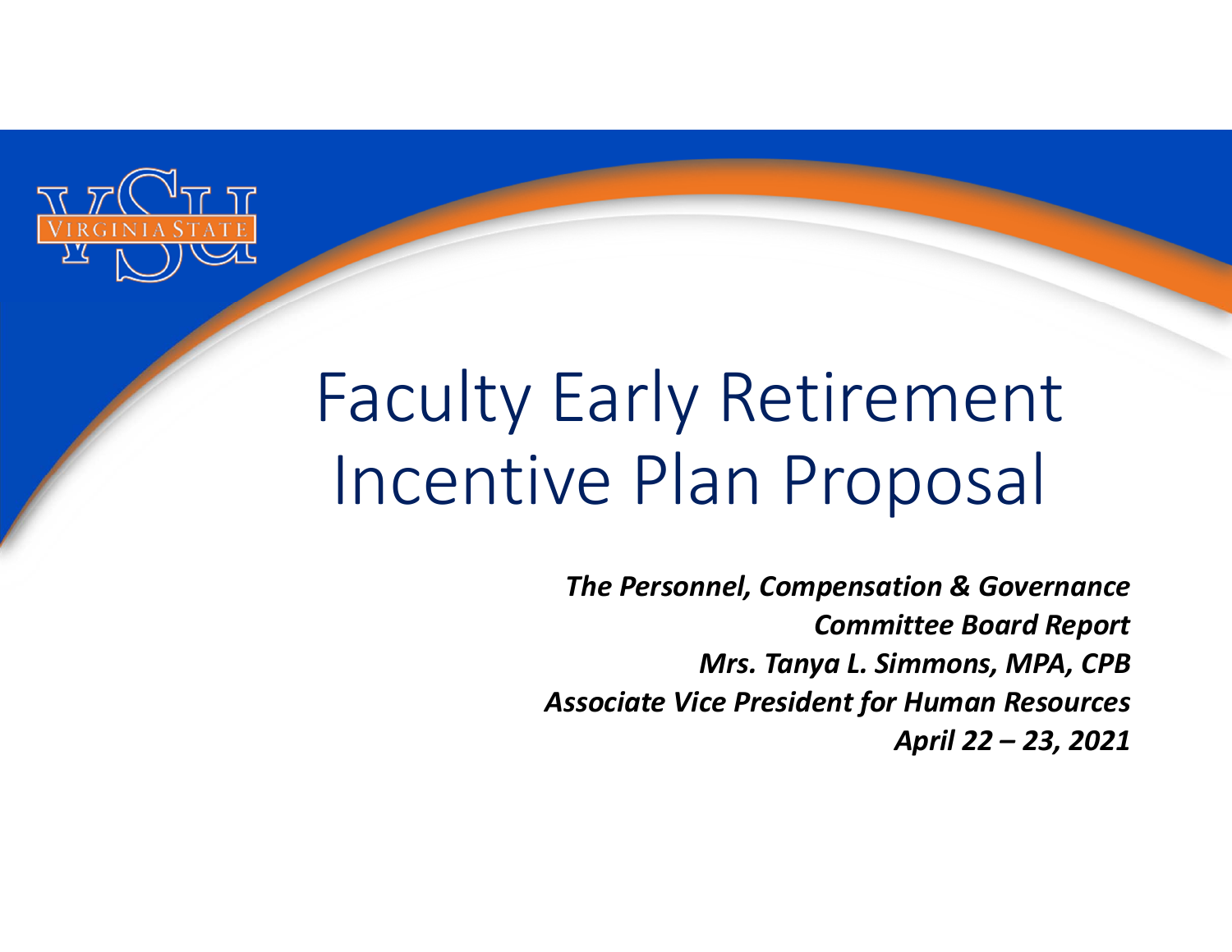# Faculty Early Retirement Incentive Plan Proposal

***The Personnel, Compensation & Governance Committee Board Report***

***Mrs. Tanya L. Simmons, MPA, CPB***

***Associate Vice President for Human Resources***

***April 22 – 23, 2021***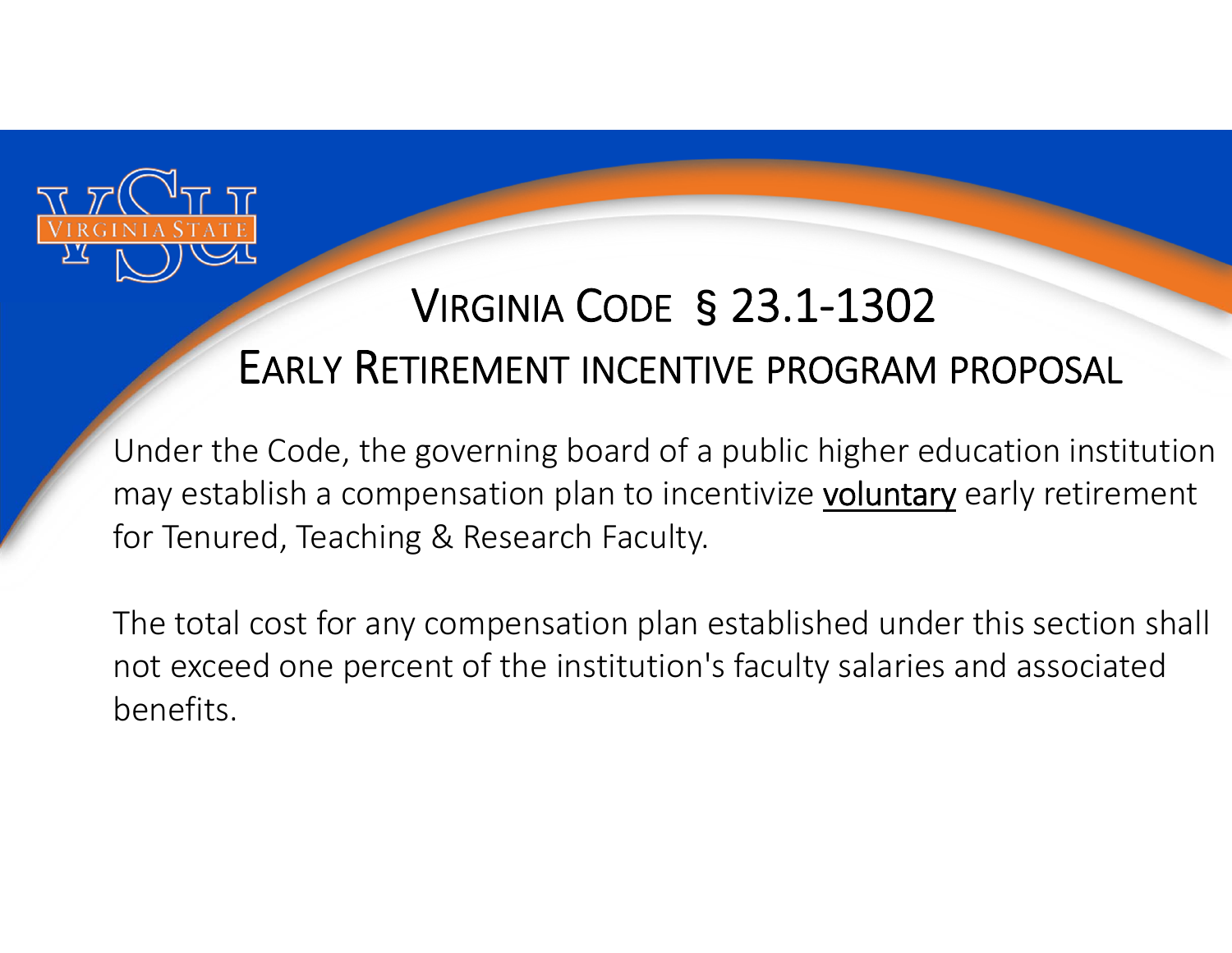# Virginia Code § 23.1-1302

## Early Retirement incentive program proposal

Under the Code, the governing board of a public higher education institution may establish a compensation plan to incentivize <u>voluntary</u> early retirement for Tenured, Teaching & Research Faculty.

The total cost for any compensation plan established under this section shall not exceed one percent of the institution's faculty salaries and associated benefits.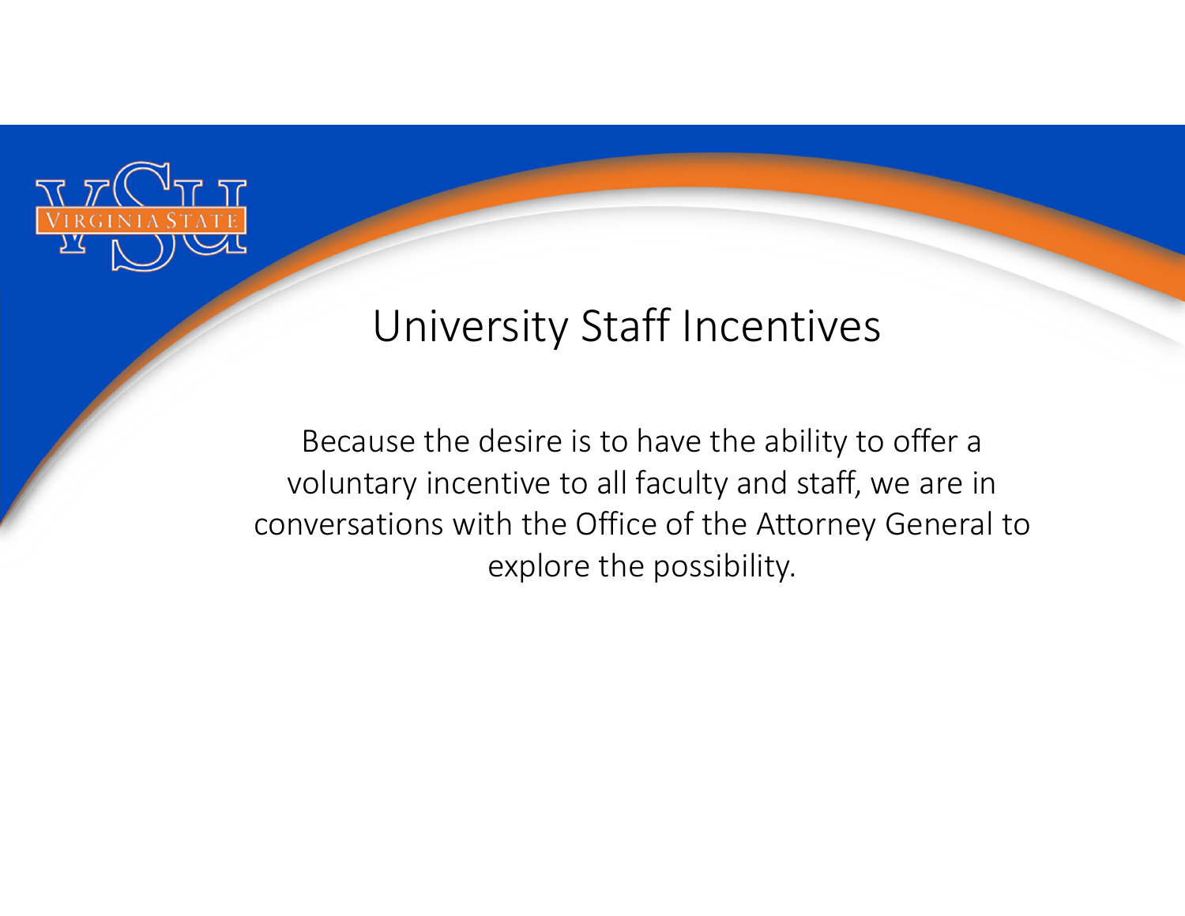# University Staff Incentives

Because the desire is to have the ability to offer a voluntary incentive to all faculty and staff, we are in conversations with the Office of the Attorney General to explore the possibility.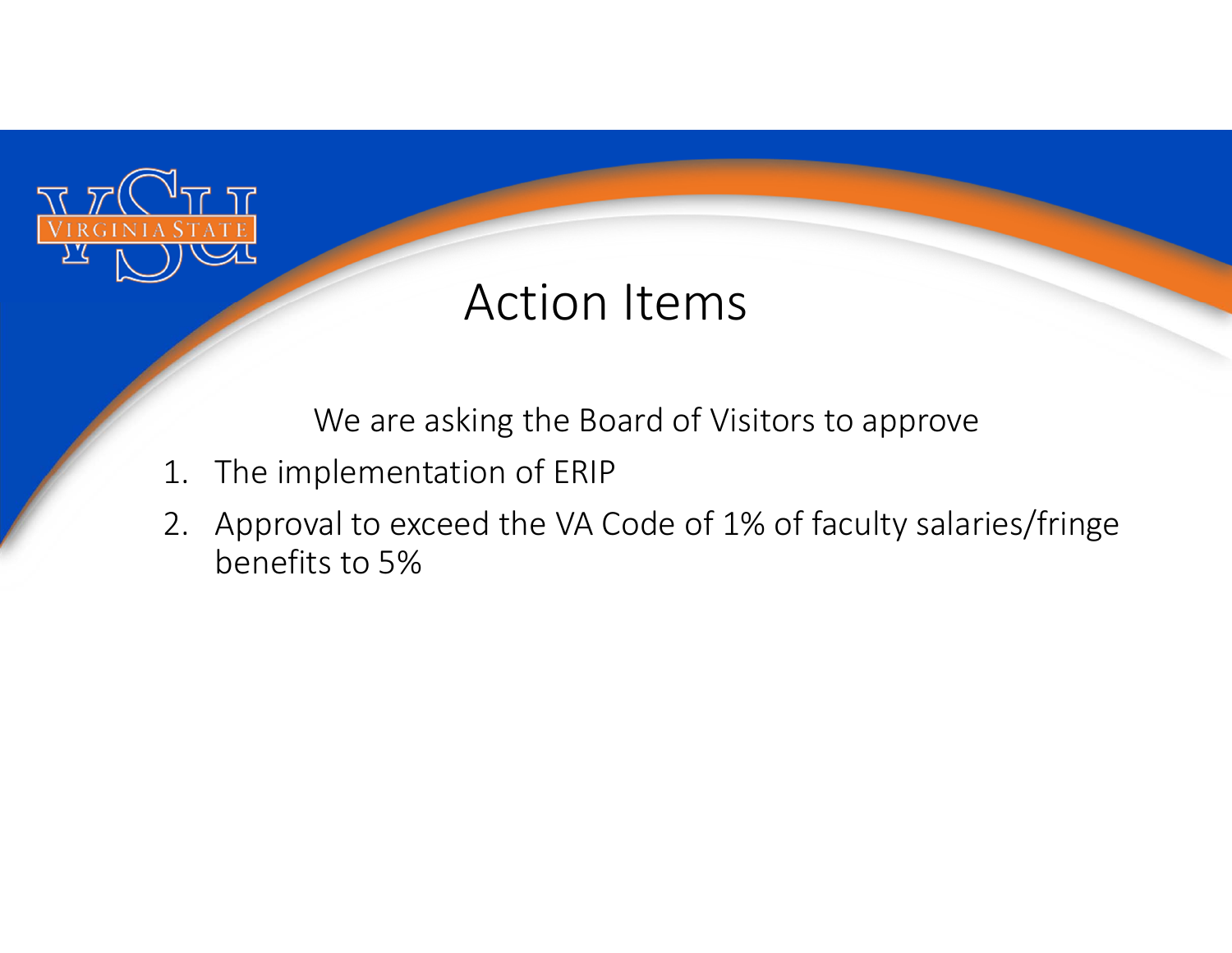# Action Items

We are asking the Board of Visitors to approve

1. The implementation of ERIP
2. Approval to exceed the VA Code of 1% of faculty salaries/fringe benefits to 5%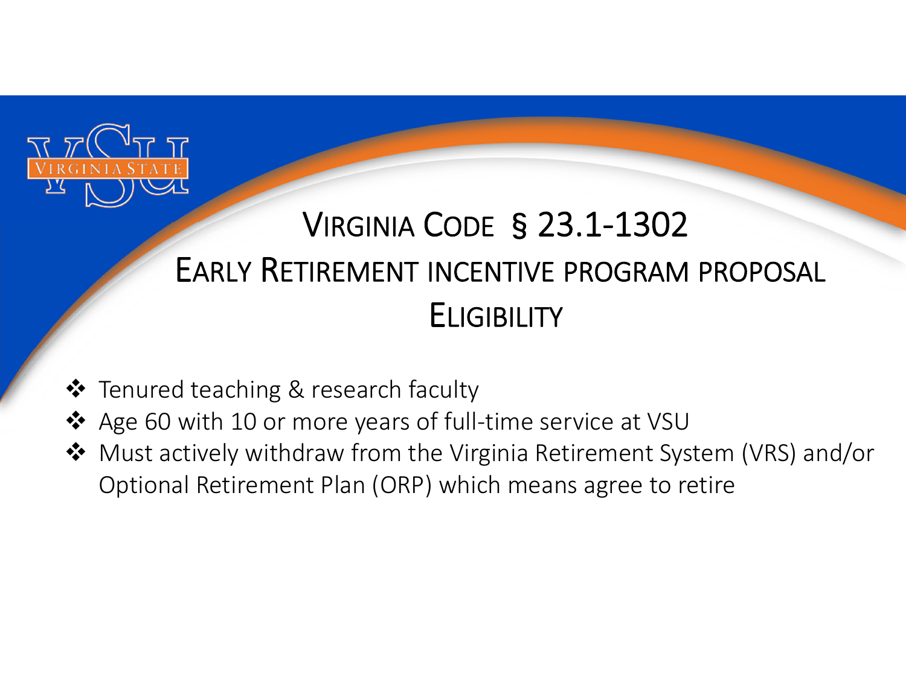# Virginia Code § 23.1-1302

## Early Retirement incentive program proposal

## Eligibility

- Tenured teaching & research faculty
- Age 60 with 10 or more years of full-time service at VSU
- Must actively withdraw from the Virginia Retirement System (VRS) and/or Optional Retirement Plan (ORP) which means agree to retire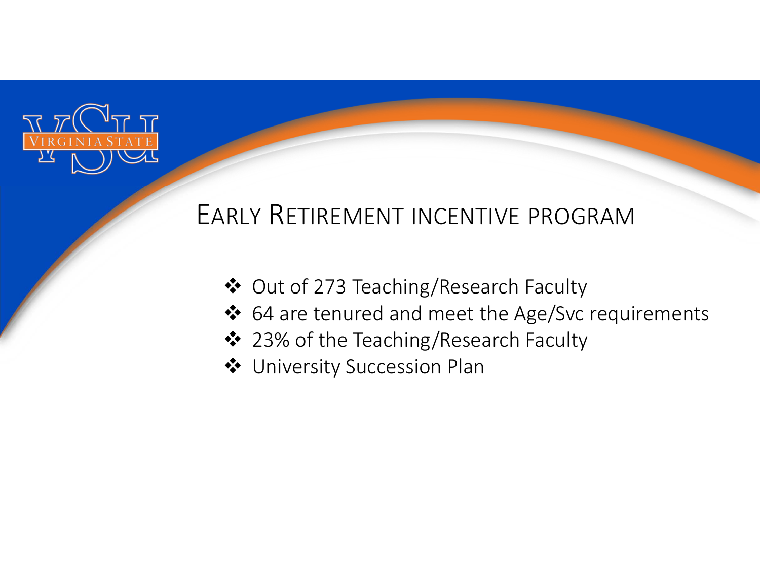# Early Retirement incentive program

- Out of 273 Teaching/Research Faculty
- 64 are tenured and meet the Age/Svc requirements
- 23% of the Teaching/Research Faculty
- University Succession Plan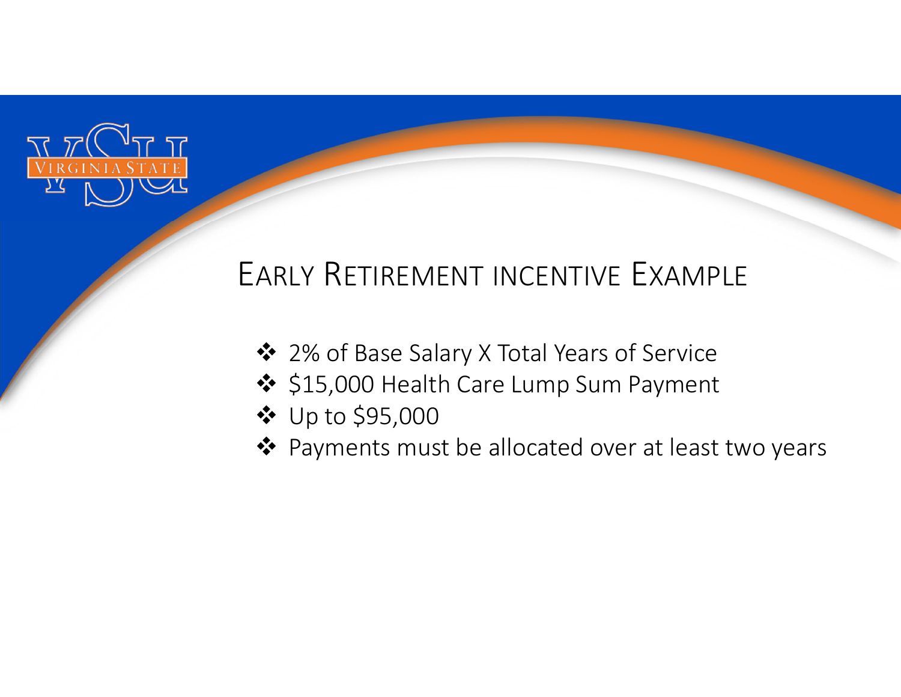# Early Retirement incentive Example

- 2% of Base Salary X Total Years of Service
- $15,000 Health Care Lump Sum Payment
- Up to $95,000
- Payments must be allocated over at least two years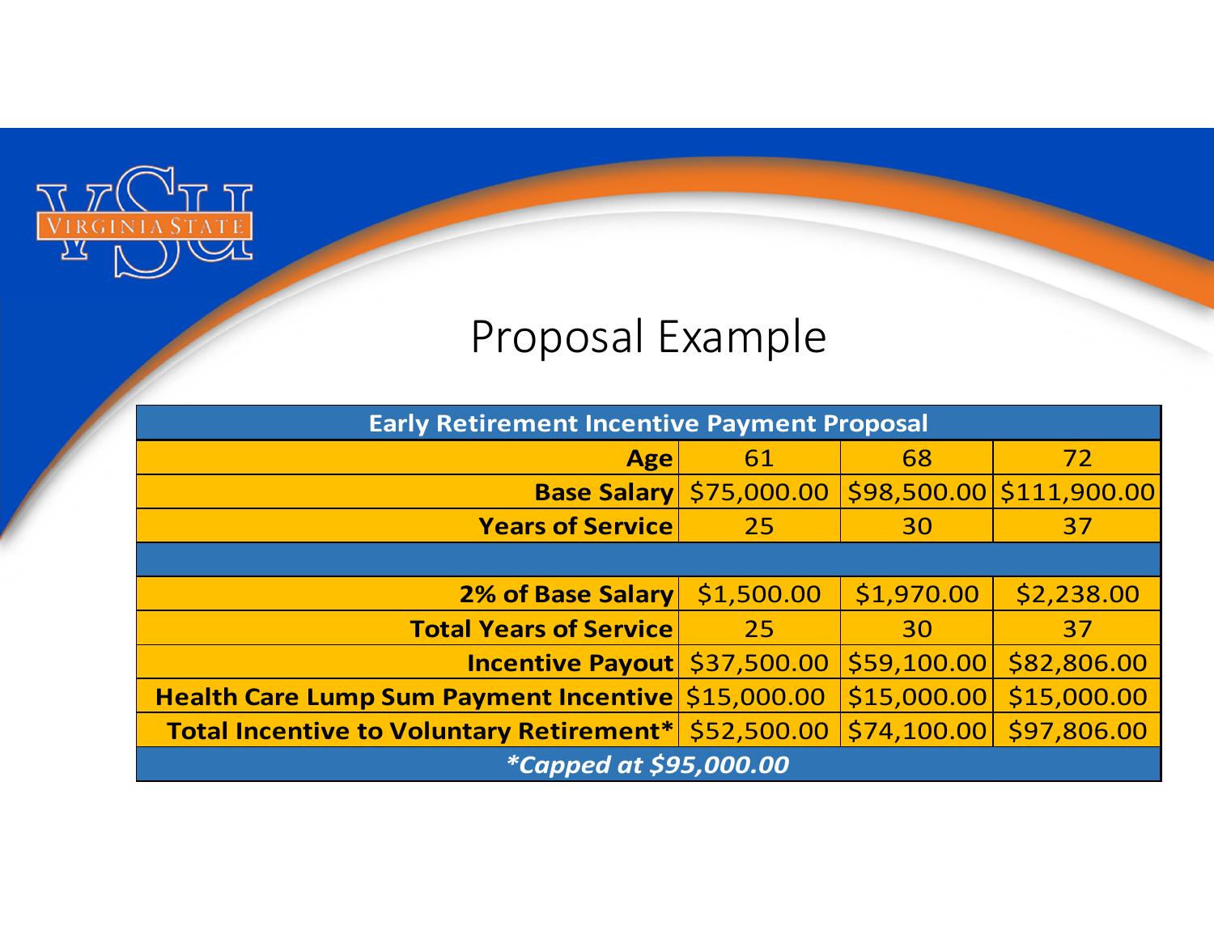# Proposal Example

| Early Retirement Incentive Payment Proposal | | | |
|---|---|---|---|
| **Age** | 61 | 68 | 72 |
| **Base Salary** | $75,000.00 | $98,500.00 | $111,900.00 |
| **Years of Service** | 25 | 30 | 37 |
| | | | |
| **2% of Base Salary** | $1,500.00 | $1,970.00 | $2,238.00 |
| **Total Years of Service** | 25 | 30 | 37 |
| **Incentive Payout** | $37,500.00 | $59,100.00 | $82,806.00 |
| **Health Care Lump Sum Payment Incentive** | $15,000.00 | $15,000.00 | $15,000.00 |
| **Total Incentive to Voluntary Retirement*** | $52,500.00 | $74,100.00 | $97,806.00 |
| ***Capped at $95,000.00** | | | |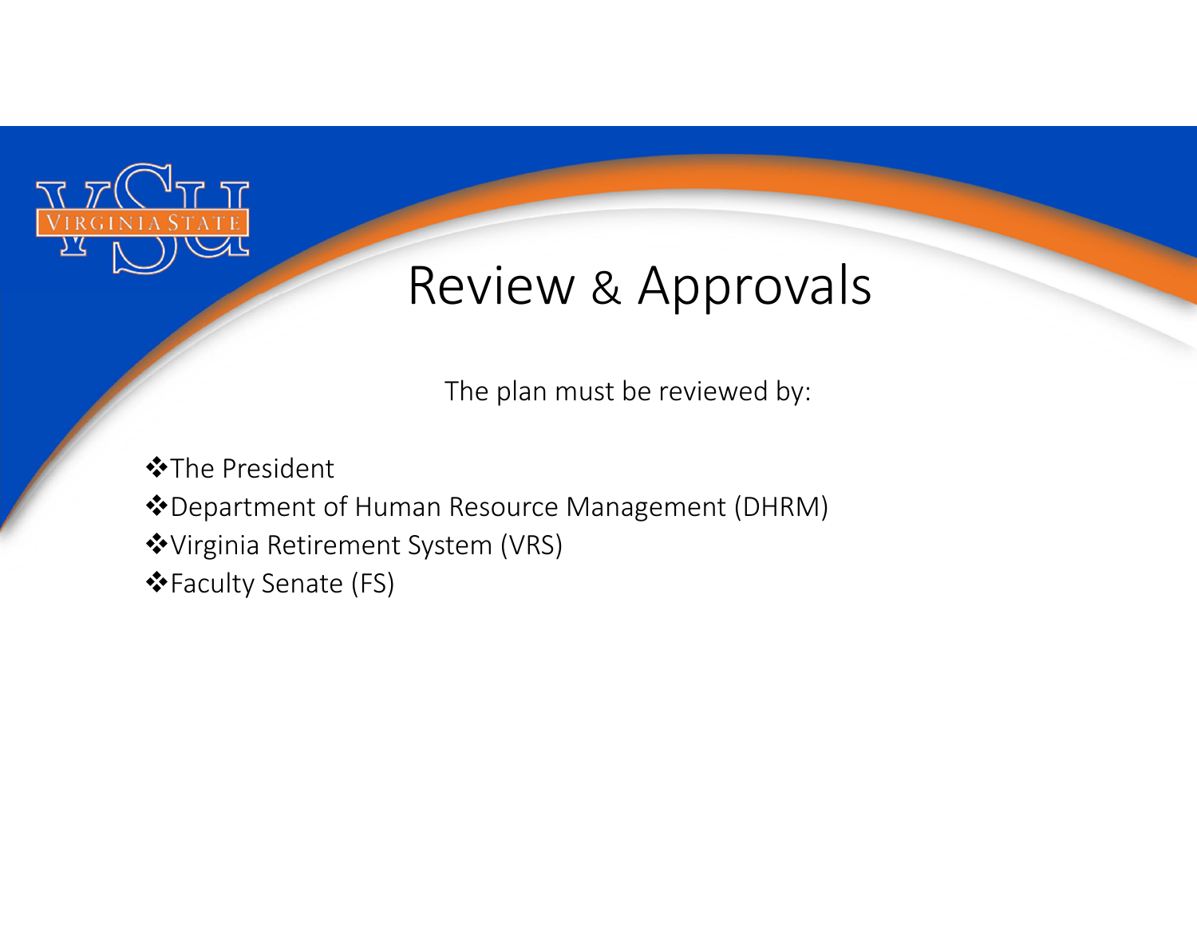# Review & Approvals

The plan must be reviewed by:

- ❖The President
- ❖Department of Human Resource Management (DHRM)
- ❖Virginia Retirement System (VRS)
- ❖Faculty Senate (FS)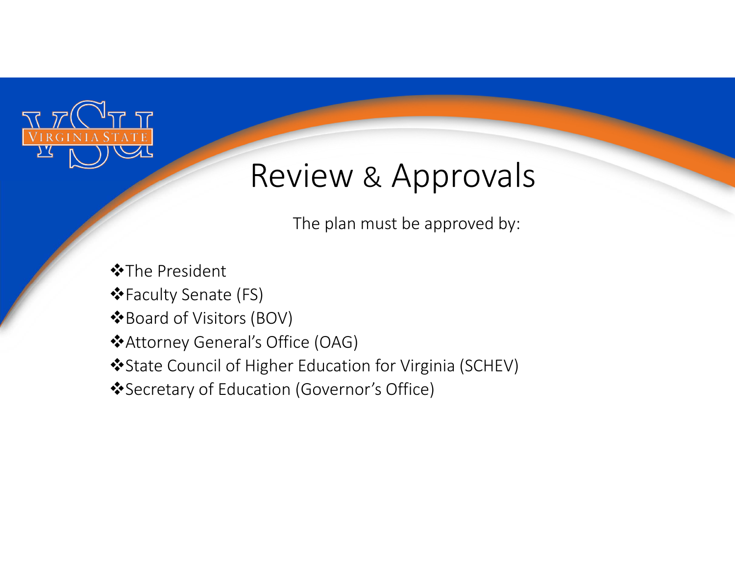# Review & Approvals

The plan must be approved by:

- The President
- Faculty Senate (FS)
- Board of Visitors (BOV)
- Attorney General's Office (OAG)
- State Council of Higher Education for Virginia (SCHEV)
- Secretary of Education (Governor's Office)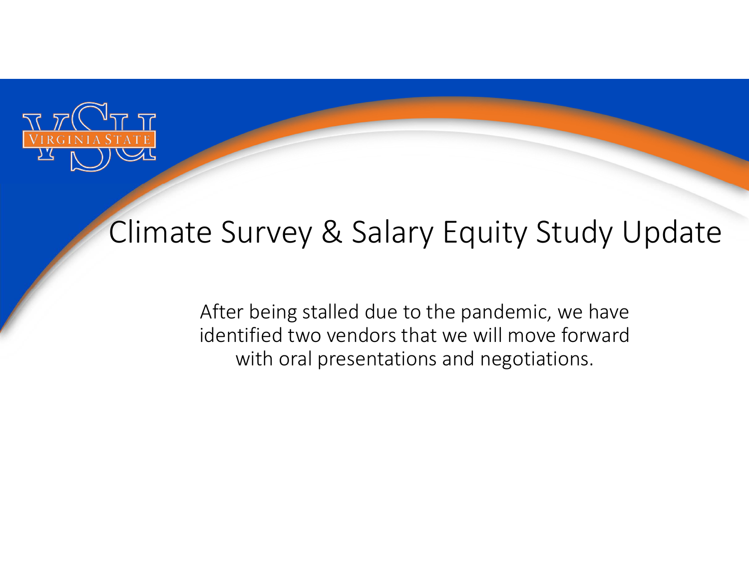# Climate Survey & Salary Equity Study Update

After being stalled due to the pandemic, we have identified two vendors that we will move forward with oral presentations and negotiations.